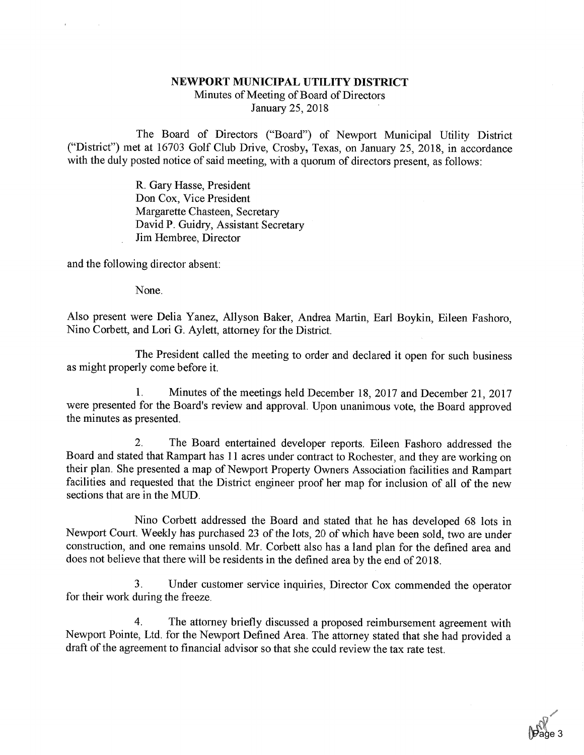# NEWPORT MUNICIPAL UTILITY DISTRICT

Minutes of Meeting of Board of Directors
January 25, 2018

The Board of Directors ("Board") of Newport Municipal Utility District ("District") met at 16703 Golf Club Drive, Crosby, Texas, on January 25, 2018, in accordance with the duly posted notice of said meeting, with a quorum of directors present, as follows:

R. Gary Hasse, President
Don Cox, Vice President
Margarette Chasteen, Secretary
David P. Guidry, Assistant Secretary
Jim Hembree, Director

and the following director absent:

None.

Also present were Delia Yanez, Allyson Baker, Andrea Martin, Earl Boykin, Eileen Fashoro, Nino Corbett, and Lori G. Aylett, attorney for the District.

The President called the meeting to order and declared it open for such business as might properly come before it.

1. Minutes of the meetings held December 18, 2017 and December 21, 2017 were presented for the Board's review and approval. Upon unanimous vote, the Board approved the minutes as presented.

2. The Board entertained developer reports. Eileen Fashoro addressed the Board and stated that Rampart has 11 acres under contract to Rochester, and they are working on their plan. She presented a map of Newport Property Owners Association facilities and Rampart facilities and requested that the District engineer proof her map for inclusion of all of the new sections that are in the MUD.

Nino Corbett addressed the Board and stated that he has developed 68 lots in Newport Court. Weekly has purchased 23 of the lots, 20 of which have been sold, two are under construction, and one remains unsold. Mr. Corbett also has a land plan for the defined area and does not believe that there will be residents in the defined area by the end of 2018.

3. Under customer service inquiries, Director Cox commended the operator for their work during the freeze.

4. The attorney briefly discussed a proposed reimbursement agreement with Newport Pointe, Ltd. for the Newport Defined Area. The attorney stated that she had provided a draft of the agreement to financial advisor so that she could review the tax rate test.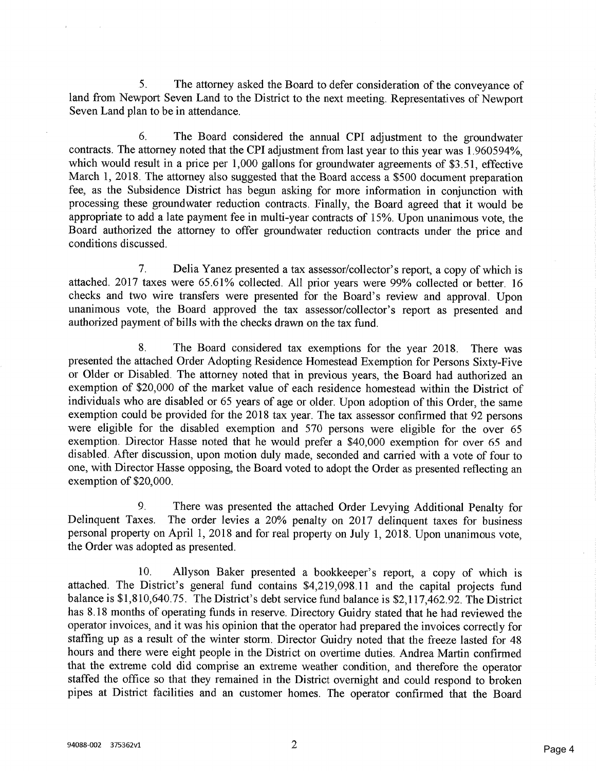5. The attorney asked the Board to defer consideration of the conveyance of land from Newport Seven Land to the District to the next meeting. Representatives of Newport Seven Land plan to be in attendance.

6. The Board considered the annual CPI adjustment to the groundwater contracts. The attorney noted that the CPI adjustment from last year to this year was 1.960594%, which would result in a price per 1,000 gallons for groundwater agreements of $3.51, effective March 1, 2018. The attorney also suggested that the Board access a $500 document preparation fee, as the Subsidence District has begun asking for more information in conjunction with processing these groundwater reduction contracts. Finally, the Board agreed that it would be appropriate to add a late payment fee in multi-year contracts of 15%. Upon unanimous vote, the Board authorized the attorney to offer groundwater reduction contracts under the price and conditions discussed.

7. Delia Yanez presented a tax assessor/collector's report, a copy of which is attached. 2017 taxes were 65.61% collected. All prior years were 99% collected or better. 16 checks and two wire transfers were presented for the Board's review and approval. Upon unanimous vote, the Board approved the tax assessor/collector's report as presented and authorized payment of bills with the checks drawn on the tax fund.

8. The Board considered tax exemptions for the year 2018. There was presented the attached Order Adopting Residence Homestead Exemption for Persons Sixty-Five or Older or Disabled. The attorney noted that in previous years, the Board had authorized an exemption of $20,000 of the market value of each residence homestead within the District of individuals who are disabled or 65 years of age or older. Upon adoption of this Order, the same exemption could be provided for the 2018 tax year. The tax assessor confirmed that 92 persons were eligible for the disabled exemption and 570 persons were eligible for the over 65 exemption. Director Hasse noted that he would prefer a $40,000 exemption for over 65 and disabled. After discussion, upon motion duly made, seconded and carried with a vote of four to one, with Director Hasse opposing, the Board voted to adopt the Order as presented reflecting an exemption of $20,000.

9. There was presented the attached Order Levying Additional Penalty for Delinquent Taxes. The order levies a 20% penalty on 2017 delinquent taxes for business personal property on April 1, 2018 and for real property on July 1, 2018. Upon unanimous vote, the Order was adopted as presented.

10. Allyson Baker presented a bookkeeper's report, a copy of which is attached. The District's general fund contains $4,219,098.11 and the capital projects fund balance is $1,810,640.75. The District's debt service fund balance is $2,117,462.92. The District has 8.18 months of operating funds in reserve. Directory Guidry stated that he had reviewed the operator invoices, and it was his opinion that the operator had prepared the invoices correctly for staffing up as a result of the winter storm. Director Guidry noted that the freeze lasted for 48 hours and there were eight people in the District on overtime duties. Andrea Martin confirmed that the extreme cold did comprise an extreme weather condition, and therefore the operator staffed the office so that they remained in the District overnight and could respond to broken pipes at District facilities and an customer homes. The operator confirmed that the Board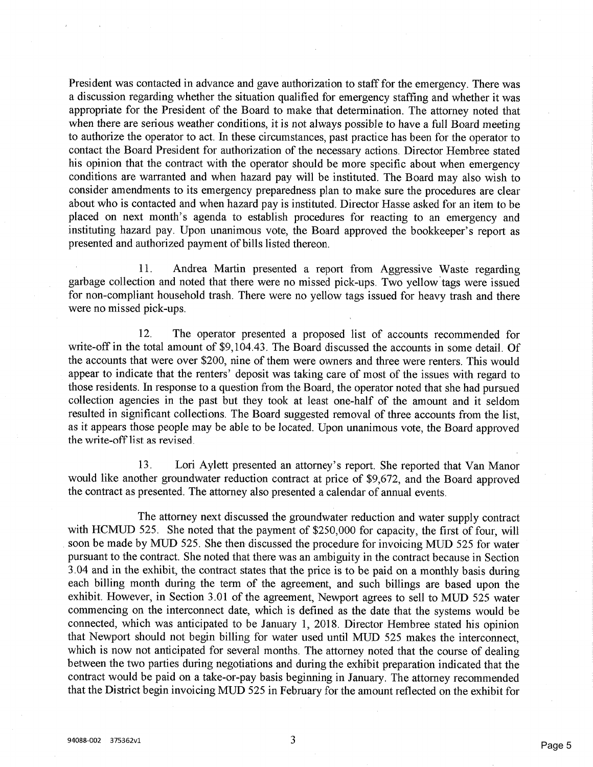President was contacted in advance and gave authorization to staff for the emergency. There was a discussion regarding whether the situation qualified for emergency staffing and whether it was appropriate for the President of the Board to make that determination. The attorney noted that when there are serious weather conditions, it is not always possible to have a full Board meeting to authorize the operator to act. In these circumstances, past practice has been for the operator to contact the Board President for authorization of the necessary actions. Director Hembree stated his opinion that the contract with the operator should be more specific about when emergency conditions are warranted and when hazard pay will be instituted. The Board may also wish to consider amendments to its emergency preparedness plan to make sure the procedures are clear about who is contacted and when hazard pay is instituted. Director Hasse asked for an item to be placed on next month's agenda to establish procedures for reacting to an emergency and instituting hazard pay. Upon unanimous vote, the Board approved the bookkeeper's report as presented and authorized payment of bills listed thereon.

11. Andrea Martin presented a report from Aggressive Waste regarding garbage collection and noted that there were no missed pick-ups. Two yellow tags were issued for non-compliant household trash. There were no yellow tags issued for heavy trash and there were no missed pick-ups.

12. The operator presented a proposed list of accounts recommended for write-off in the total amount of $9,104.43. The Board discussed the accounts in some detail. Of the accounts that were over $200, nine of them were owners and three were renters. This would appear to indicate that the renters' deposit was taking care of most of the issues with regard to those residents. In response to a question from the Board, the operator noted that she had pursued collection agencies in the past but they took at least one-half of the amount and it seldom resulted in significant collections. The Board suggested removal of three accounts from the list, as it appears those people may be able to be located. Upon unanimous vote, the Board approved the write-off list as revised.

13. Lori Aylett presented an attorney's report. She reported that Van Manor would like another groundwater reduction contract at price of $9,672, and the Board approved the contract as presented. The attorney also presented a calendar of annual events.

The attorney next discussed the groundwater reduction and water supply contract with HCMUD 525. She noted that the payment of $250,000 for capacity, the first of four, will soon be made by MUD 525. She then discussed the procedure for invoicing MUD 525 for water pursuant to the contract. She noted that there was an ambiguity in the contract because in Section 3.04 and in the exhibit, the contract states that the price is to be paid on a monthly basis during each billing month during the term of the agreement, and such billings are based upon the exhibit. However, in Section 3.01 of the agreement, Newport agrees to sell to MUD 525 water commencing on the interconnect date, which is defined as the date that the systems would be connected, which was anticipated to be January 1, 2018. Director Hembree stated his opinion that Newport should not begin billing for water used until MUD 525 makes the interconnect, which is now not anticipated for several months. The attorney noted that the course of dealing between the two parties during negotiations and during the exhibit preparation indicated that the contract would be paid on a take-or-pay basis beginning in January. The attorney recommended that the District begin invoicing MUD 525 in February for the amount reflected on the exhibit for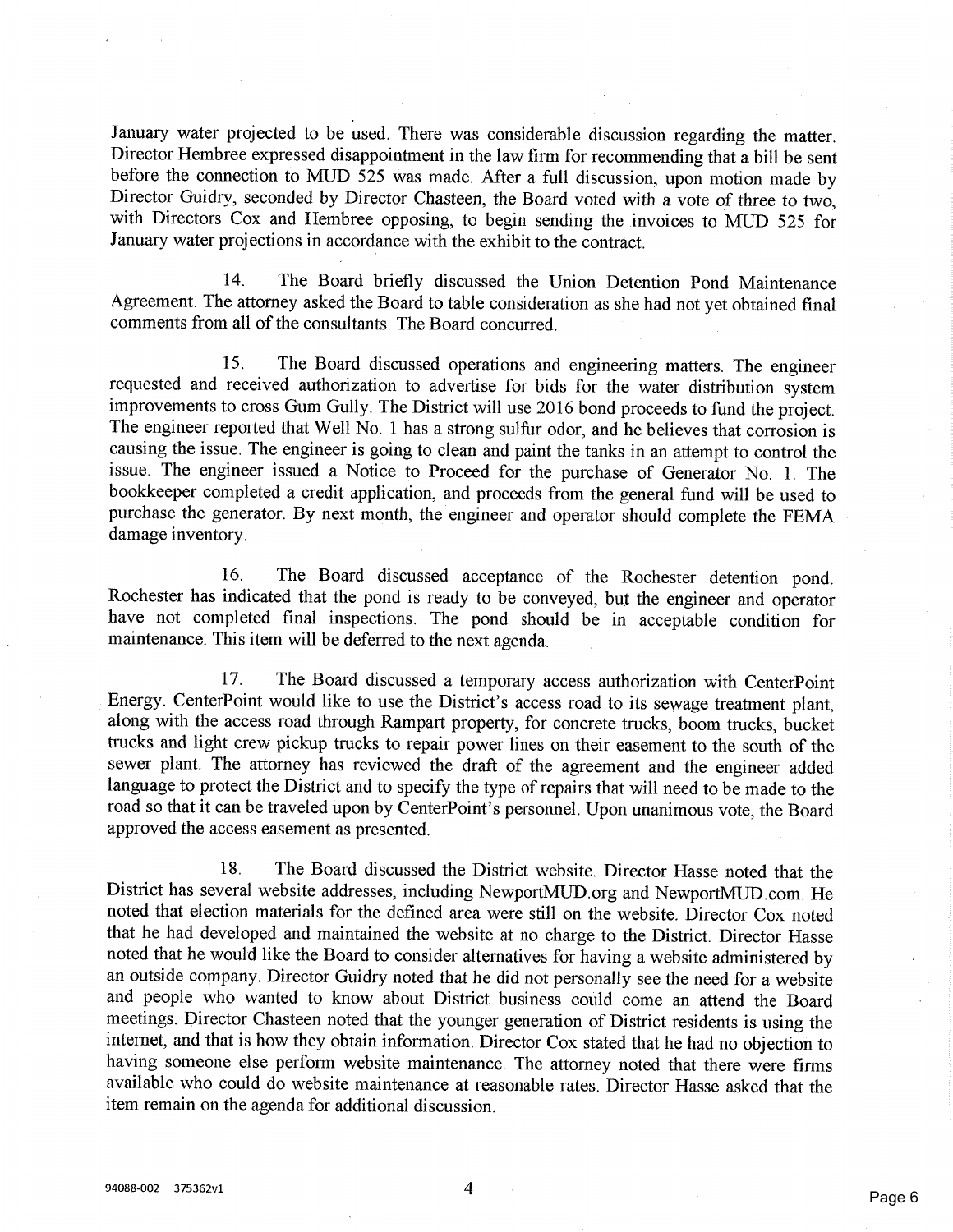January water projected to be used. There was considerable discussion regarding the matter. Director Hembree expressed disappointment in the law firm for recommending that a bill be sent before the connection to MUD 525 was made. After a full discussion, upon motion made by Director Guidry, seconded by Director Chasteen, the Board voted with a vote of three to two, with Directors Cox and Hembree opposing, to begin sending the invoices to MUD 525 for January water projections in accordance with the exhibit to the contract.

14. The Board briefly discussed the Union Detention Pond Maintenance Agreement. The attorney asked the Board to table consideration as she had not yet obtained final comments from all of the consultants. The Board concurred.

15. The Board discussed operations and engineering matters. The engineer requested and received authorization to advertise for bids for the water distribution system improvements to cross Gum Gully. The District will use 2016 bond proceeds to fund the project. The engineer reported that Well No. 1 has a strong sulfur odor, and he believes that corrosion is causing the issue. The engineer is going to clean and paint the tanks in an attempt to control the issue. The engineer issued a Notice to Proceed for the purchase of Generator No. 1. The bookkeeper completed a credit application, and proceeds from the general fund will be used to purchase the generator. By next month, the engineer and operator should complete the FEMA damage inventory.

16. The Board discussed acceptance of the Rochester detention pond. Rochester has indicated that the pond is ready to be conveyed, but the engineer and operator have not completed final inspections. The pond should be in acceptable condition for maintenance. This item will be deferred to the next agenda.

17. The Board discussed a temporary access authorization with CenterPoint Energy. CenterPoint would like to use the District's access road to its sewage treatment plant, along with the access road through Rampart property, for concrete trucks, boom trucks, bucket trucks and light crew pickup trucks to repair power lines on their easement to the south of the sewer plant. The attorney has reviewed the draft of the agreement and the engineer added language to protect the District and to specify the type of repairs that will need to be made to the road so that it can be traveled upon by CenterPoint's personnel. Upon unanimous vote, the Board approved the access easement as presented.

18. The Board discussed the District website. Director Hasse noted that the District has several website addresses, including NewportMUD.org and NewportMUD.com. He noted that election materials for the defined area were still on the website. Director Cox noted that he had developed and maintained the website at no charge to the District. Director Hasse noted that he would like the Board to consider alternatives for having a website administered by an outside company. Director Guidry noted that he did not personally see the need for a website and people who wanted to know about District business could come an attend the Board meetings. Director Chasteen noted that the younger generation of District residents is using the internet, and that is how they obtain information. Director Cox stated that he had no objection to having someone else perform website maintenance. The attorney noted that there were firms available who could do website maintenance at reasonable rates. Director Hasse asked that the item remain on the agenda for additional discussion.

94088-002 375362v1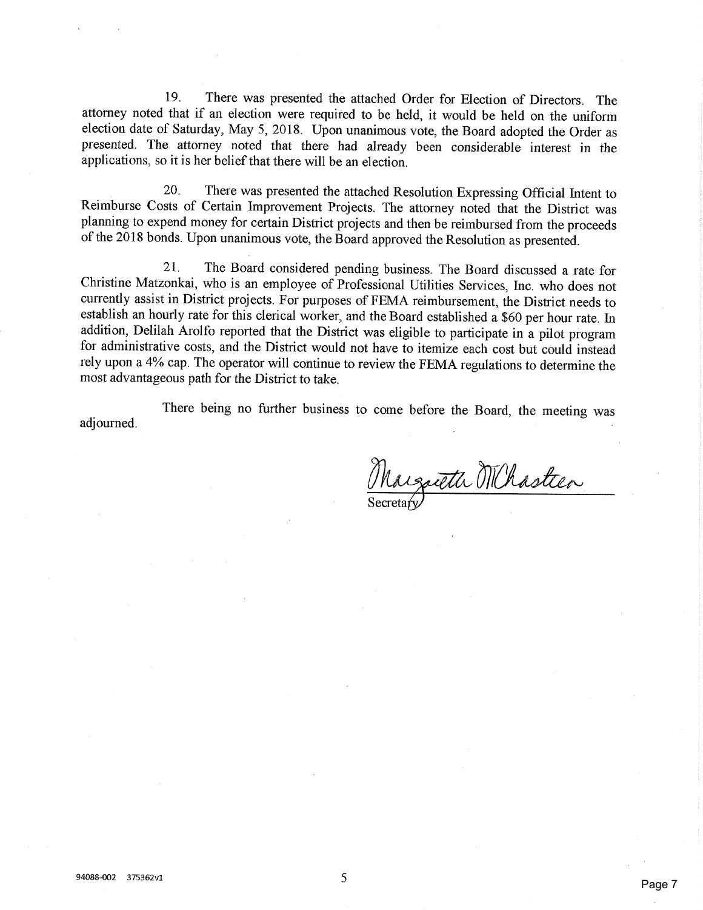19. There was presented the attached Order for Election of Directors. The attorney noted that if an election were required to be held, it would be held on the uniform election date of Saturday, May 5, 2018. Upon unanimous vote, the Board adopted the Order as presented. The attorney noted that there had already been considerable interest in the applications, so it is her belief that there will be an election.

20. There was presented the attached Resolution Expressing Official Intent to Reimburse Costs of Certain Improvement Projects. The attorney noted that the District was planning to expend money for certain District projects and then be reimbursed from the proceeds of the 2018 bonds. Upon unanimous vote, the Board approved the Resolution as presented.

21. The Board considered pending business. The Board discussed a rate for Christine Matzonkai, who is an employee of Professional Utilities Services, Inc. who does not currently assist in District projects. For purposes of FEMA reimbursement, the District needs to establish an hourly rate for this clerical worker, and the Board established a $60 per hour rate. In addition, Delilah Arolfo reported that the District was eligible to participate in a pilot program for administrative costs, and the District would not have to itemize each cost but could instead rely upon a 4% cap. The operator will continue to review the FEMA regulations to determine the most advantageous path for the District to take.

There being no further business to come before the Board, the meeting was adjourned.

Margarette McChasteen

Secretary

94088-002 375362v1